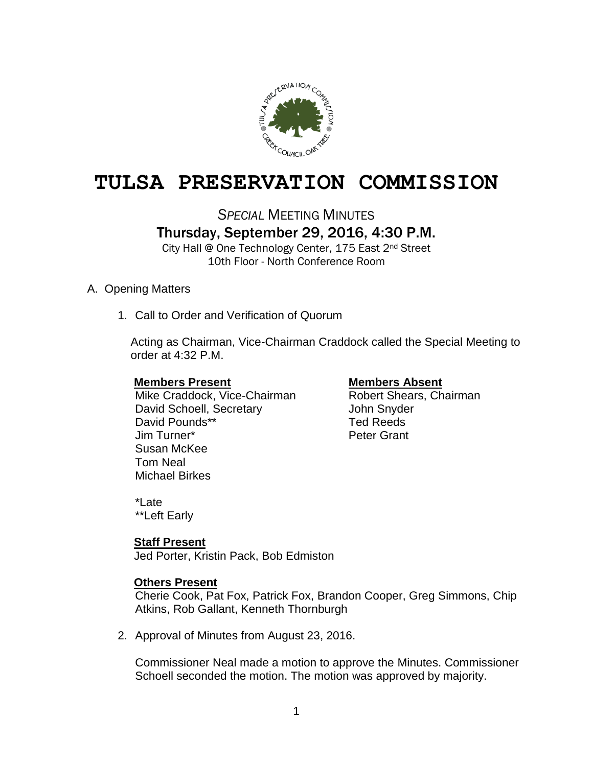# TULSA PRESERVATION COMMISSION

## *SPECIAL* MEETING MINUTES

## Thursday, September 29, 2016, 4:30 P.M.

City Hall @ One Technology Center, 175 East 2nd Street
10th Floor - North Conference Room

A. Opening Matters

1. Call to Order and Verification of Quorum

   Acting as Chairman, Vice-Chairman Craddock called the Special Meeting to order at 4:32 P.M.

   **Members Present**
   Mike Craddock, Vice-Chairman
   David Schoell, Secretary
   David Pounds**
   Jim Turner*
   Susan McKee
   Tom Neal
   Michael Birkes

   **Members Absent**
   Robert Shears, Chairman
   John Snyder
   Ted Reeds
   Peter Grant

   *Late
   **Left Early

   **Staff Present**
   Jed Porter, Kristin Pack, Bob Edmiston

   **Others Present**
   Cherie Cook, Pat Fox, Patrick Fox, Brandon Cooper, Greg Simmons, Chip Atkins, Rob Gallant, Kenneth Thornburgh

2. Approval of Minutes from August 23, 2016.

   Commissioner Neal made a motion to approve the Minutes. Commissioner Schoell seconded the motion. The motion was approved by majority.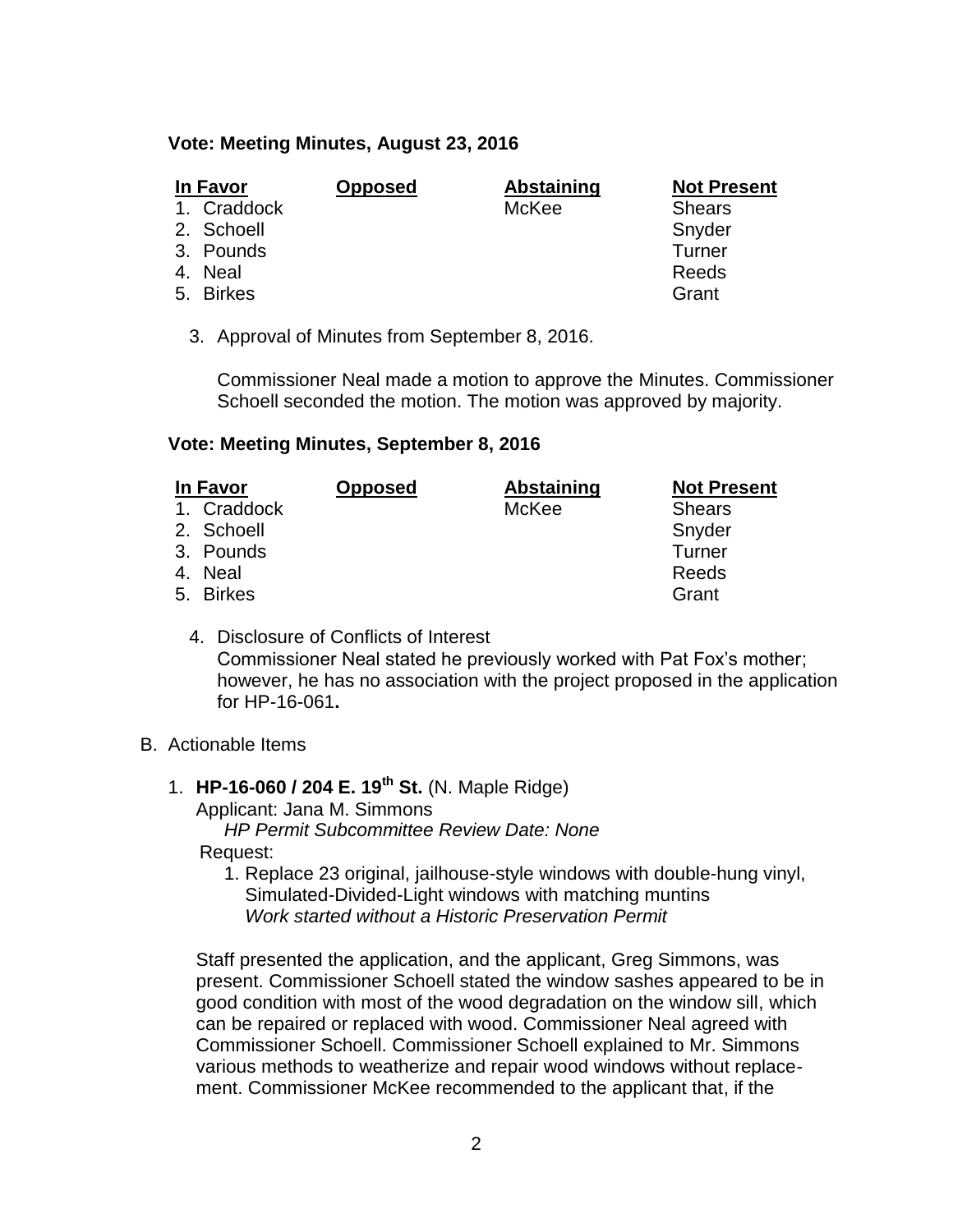**Vote: Meeting Minutes, August 23, 2016**

| In Favor | Opposed | Abstaining | Not Present |
|---|---|---|---|
| 1. Craddock | | McKee | Shears |
| 2. Schoell | | | Snyder |
| 3. Pounds | | | Turner |
| 4. Neal | | | Reeds |
| 5. Birkes | | | Grant |

3. Approval of Minutes from September 8, 2016.

   Commissioner Neal made a motion to approve the Minutes. Commissioner Schoell seconded the motion. The motion was approved by majority.

**Vote: Meeting Minutes, September 8, 2016**

| In Favor | Opposed | Abstaining | Not Present |
|---|---|---|---|
| 1. Craddock | | McKee | Shears |
| 2. Schoell | | | Snyder |
| 3. Pounds | | | Turner |
| 4. Neal | | | Reeds |
| 5. Birkes | | | Grant |

4. Disclosure of Conflicts of Interest
   Commissioner Neal stated he previously worked with Pat Fox's mother; however, he has no association with the project proposed in the application for HP-16-061**.**

B. Actionable Items

1. **HP-16-060 / 204 E. 19th St.** (N. Maple Ridge)
   Applicant: Jana M. Simmons
   *HP Permit Subcommittee Review Date: None*
   Request:
   1. Replace 23 original, jailhouse-style windows with double-hung vinyl, Simulated-Divided-Light windows with matching muntins
      *Work started without a Historic Preservation Permit*

   Staff presented the application, and the applicant, Greg Simmons, was present. Commissioner Schoell stated the window sashes appeared to be in good condition with most of the wood degradation on the window sill, which can be repaired or replaced with wood. Commissioner Neal agreed with Commissioner Schoell. Commissioner Schoell explained to Mr. Simmons various methods to weatherize and repair wood windows without replacement. Commissioner McKee recommended to the applicant that, if the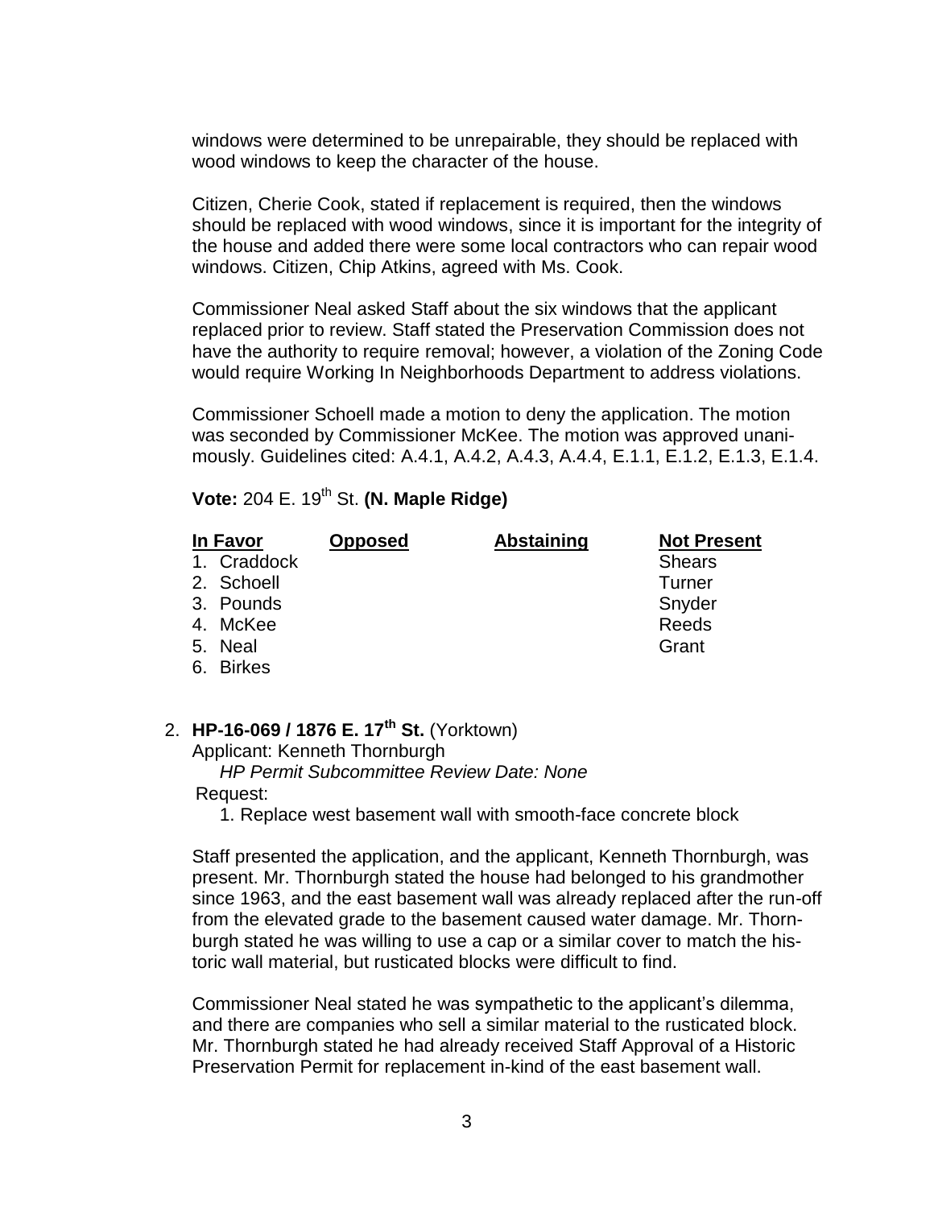windows were determined to be unrepairable, they should be replaced with wood windows to keep the character of the house.

Citizen, Cherie Cook, stated if replacement is required, then the windows should be replaced with wood windows, since it is important for the integrity of the house and added there were some local contractors who can repair wood windows. Citizen, Chip Atkins, agreed with Ms. Cook.

Commissioner Neal asked Staff about the six windows that the applicant replaced prior to review. Staff stated the Preservation Commission does not have the authority to require removal; however, a violation of the Zoning Code would require Working In Neighborhoods Department to address violations.

Commissioner Schoell made a motion to deny the application. The motion was seconded by Commissioner McKee. The motion was approved unanimously. Guidelines cited: A.4.1, A.4.2, A.4.3, A.4.4, E.1.1, E.1.2, E.1.3, E.1.4.

**Vote:** 204 E. 19th St. **(N. Maple Ridge)**

| In Favor | Opposed | Abstaining | Not Present |
|---|---|---|---|
| 1. Craddock | | | Shears |
| 2. Schoell | | | Turner |
| 3. Pounds | | | Snyder |
| 4. McKee | | | Reeds |
| 5. Neal | | | Grant |
| 6. Birkes | | | |

2. **HP-16-069 / 1876 E. 17th St.** (Yorktown)
   Applicant: Kenneth Thornburgh
   *HP Permit Subcommittee Review Date: None*
   Request:
   1. Replace west basement wall with smooth-face concrete block

Staff presented the application, and the applicant, Kenneth Thornburgh, was present. Mr. Thornburgh stated the house had belonged to his grandmother since 1963, and the east basement wall was already replaced after the run-off from the elevated grade to the basement caused water damage. Mr. Thornburgh stated he was willing to use a cap or a similar cover to match the historic wall material, but rusticated blocks were difficult to find.

Commissioner Neal stated he was sympathetic to the applicant's dilemma, and there are companies who sell a similar material to the rusticated block. Mr. Thornburgh stated he had already received Staff Approval of a Historic Preservation Permit for replacement in-kind of the east basement wall.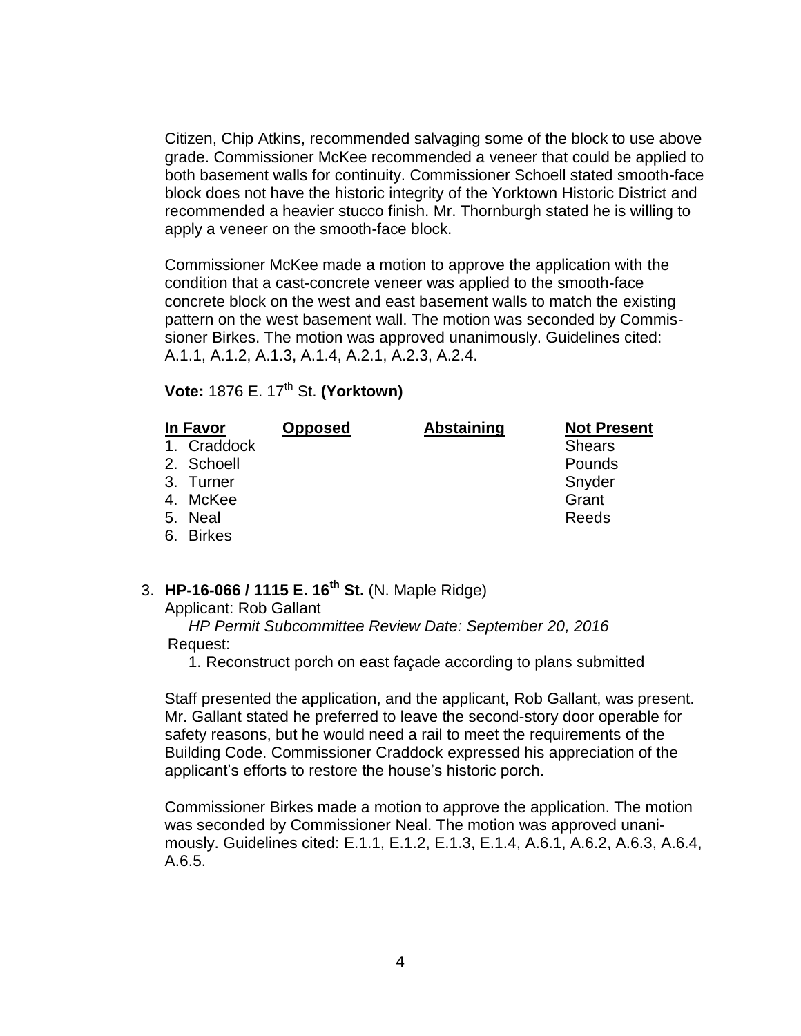Citizen, Chip Atkins, recommended salvaging some of the block to use above grade. Commissioner McKee recommended a veneer that could be applied to both basement walls for continuity. Commissioner Schoell stated smooth-face block does not have the historic integrity of the Yorktown Historic District and recommended a heavier stucco finish. Mr. Thornburgh stated he is willing to apply a veneer on the smooth-face block.

Commissioner McKee made a motion to approve the application with the condition that a cast-concrete veneer was applied to the smooth-face concrete block on the west and east basement walls to match the existing pattern on the west basement wall. The motion was seconded by Commissioner Birkes. The motion was approved unanimously. Guidelines cited: A.1.1, A.1.2, A.1.3, A.1.4, A.2.1, A.2.3, A.2.4.

**Vote:** 1876 E. 17th St. **(Yorktown)**

| In Favor | Opposed | Abstaining | Not Present |
|---|---|---|---|
| 1. Craddock | | | Shears |
| 2. Schoell | | | Pounds |
| 3. Turner | | | Snyder |
| 4. McKee | | | Grant |
| 5. Neal | | | Reeds |
| 6. Birkes | | | |

3. **HP-16-066 / 1115 E. 16th St.** (N. Maple Ridge)

Applicant: Rob Gallant

*HP Permit Subcommittee Review Date: September 20, 2016*

Request:

1. Reconstruct porch on east façade according to plans submitted

Staff presented the application, and the applicant, Rob Gallant, was present. Mr. Gallant stated he preferred to leave the second-story door operable for safety reasons, but he would need a rail to meet the requirements of the Building Code. Commissioner Craddock expressed his appreciation of the applicant's efforts to restore the house's historic porch.

Commissioner Birkes made a motion to approve the application. The motion was seconded by Commissioner Neal. The motion was approved unanimously. Guidelines cited: E.1.1, E.1.2, E.1.3, E.1.4, A.6.1, A.6.2, A.6.3, A.6.4, A.6.5.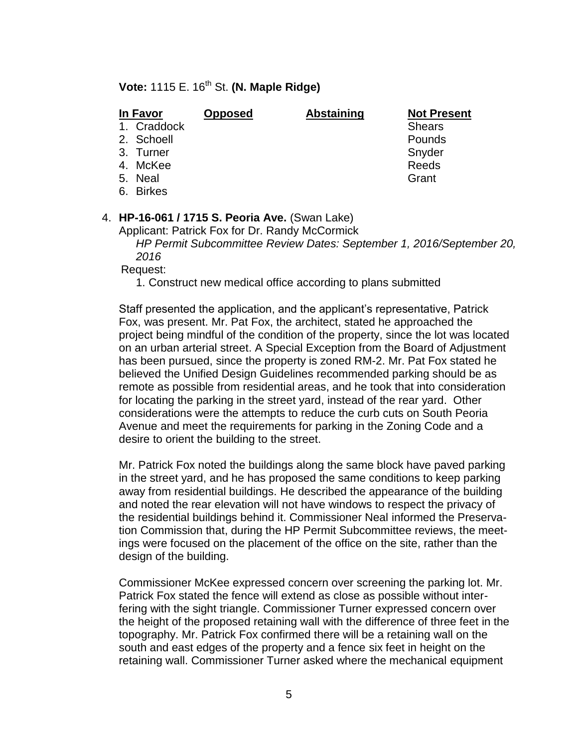**Vote:** 1115 E. 16th St. **(N. Maple Ridge)**

| In Favor | Opposed | Abstaining | Not Present |
|---|---|---|---|
| 1. Craddock | | | Shears |
| 2. Schoell | | | Pounds |
| 3. Turner | | | Snyder |
| 4. McKee | | | Reeds |
| 5. Neal | | | Grant |
| 6. Birkes | | | |

4. **HP-16-061 / 1715 S. Peoria Ave.** (Swan Lake)

   Applicant: Patrick Fox for Dr. Randy McCormick

   *HP Permit Subcommittee Review Dates: September 1, 2016/September 20, 2016*

   Request:

   1. Construct new medical office according to plans submitted

   Staff presented the application, and the applicant's representative, Patrick Fox, was present. Mr. Pat Fox, the architect, stated he approached the project being mindful of the condition of the property, since the lot was located on an urban arterial street. A Special Exception from the Board of Adjustment has been pursued, since the property is zoned RM-2. Mr. Pat Fox stated he believed the Unified Design Guidelines recommended parking should be as remote as possible from residential areas, and he took that into consideration for locating the parking in the street yard, instead of the rear yard. Other considerations were the attempts to reduce the curb cuts on South Peoria Avenue and meet the requirements for parking in the Zoning Code and a desire to orient the building to the street.

   Mr. Patrick Fox noted the buildings along the same block have paved parking in the street yard, and he has proposed the same conditions to keep parking away from residential buildings. He described the appearance of the building and noted the rear elevation will not have windows to respect the privacy of the residential buildings behind it. Commissioner Neal informed the Preservation Commission that, during the HP Permit Subcommittee reviews, the meetings were focused on the placement of the office on the site, rather than the design of the building.

   Commissioner McKee expressed concern over screening the parking lot. Mr. Patrick Fox stated the fence will extend as close as possible without interfering with the sight triangle. Commissioner Turner expressed concern over the height of the proposed retaining wall with the difference of three feet in the topography. Mr. Patrick Fox confirmed there will be a retaining wall on the south and east edges of the property and a fence six feet in height on the retaining wall. Commissioner Turner asked where the mechanical equipment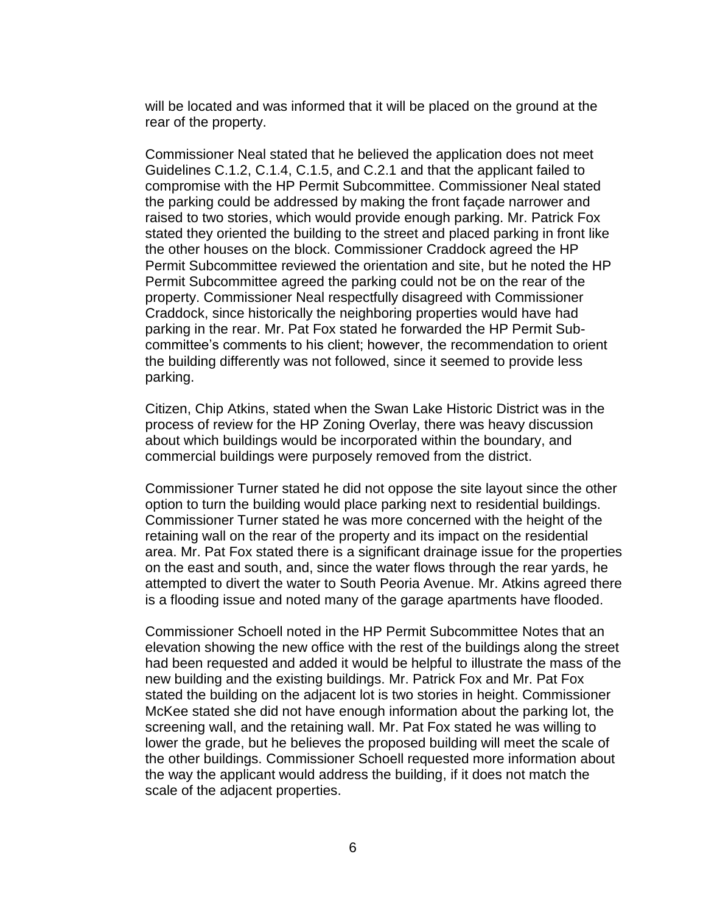will be located and was informed that it will be placed on the ground at the rear of the property.

Commissioner Neal stated that he believed the application does not meet Guidelines C.1.2, C.1.4, C.1.5, and C.2.1 and that the applicant failed to compromise with the HP Permit Subcommittee. Commissioner Neal stated the parking could be addressed by making the front façade narrower and raised to two stories, which would provide enough parking. Mr. Patrick Fox stated they oriented the building to the street and placed parking in front like the other houses on the block. Commissioner Craddock agreed the HP Permit Subcommittee reviewed the orientation and site, but he noted the HP Permit Subcommittee agreed the parking could not be on the rear of the property. Commissioner Neal respectfully disagreed with Commissioner Craddock, since historically the neighboring properties would have had parking in the rear. Mr. Pat Fox stated he forwarded the HP Permit Sub-committee's comments to his client; however, the recommendation to orient the building differently was not followed, since it seemed to provide less parking.

Citizen, Chip Atkins, stated when the Swan Lake Historic District was in the process of review for the HP Zoning Overlay, there was heavy discussion about which buildings would be incorporated within the boundary, and commercial buildings were purposely removed from the district.

Commissioner Turner stated he did not oppose the site layout since the other option to turn the building would place parking next to residential buildings. Commissioner Turner stated he was more concerned with the height of the retaining wall on the rear of the property and its impact on the residential area. Mr. Pat Fox stated there is a significant drainage issue for the properties on the east and south, and, since the water flows through the rear yards, he attempted to divert the water to South Peoria Avenue. Mr. Atkins agreed there is a flooding issue and noted many of the garage apartments have flooded.

Commissioner Schoell noted in the HP Permit Subcommittee Notes that an elevation showing the new office with the rest of the buildings along the street had been requested and added it would be helpful to illustrate the mass of the new building and the existing buildings. Mr. Patrick Fox and Mr. Pat Fox stated the building on the adjacent lot is two stories in height. Commissioner McKee stated she did not have enough information about the parking lot, the screening wall, and the retaining wall. Mr. Pat Fox stated he was willing to lower the grade, but he believes the proposed building will meet the scale of the other buildings. Commissioner Schoell requested more information about the way the applicant would address the building, if it does not match the scale of the adjacent properties.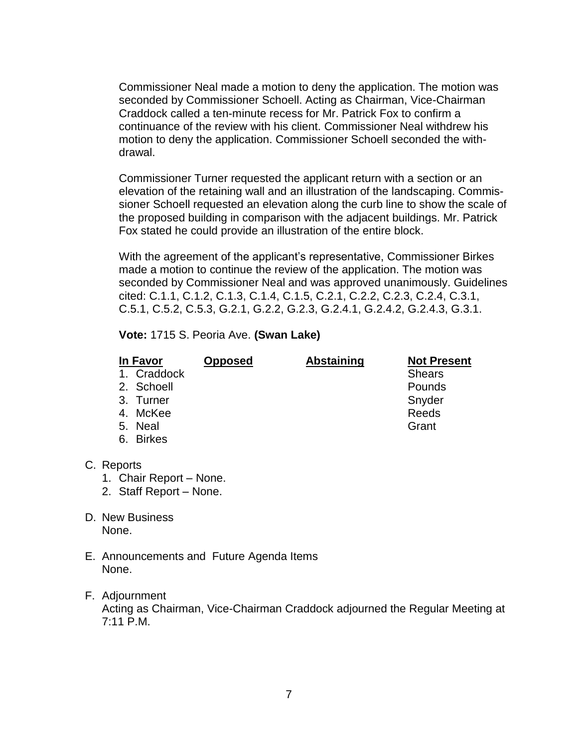Commissioner Neal made a motion to deny the application. The motion was seconded by Commissioner Schoell. Acting as Chairman, Vice-Chairman Craddock called a ten-minute recess for Mr. Patrick Fox to confirm a continuance of the review with his client. Commissioner Neal withdrew his motion to deny the application. Commissioner Schoell seconded the withdrawal.

Commissioner Turner requested the applicant return with a section or an elevation of the retaining wall and an illustration of the landscaping. Commissioner Schoell requested an elevation along the curb line to show the scale of the proposed building in comparison with the adjacent buildings. Mr. Patrick Fox stated he could provide an illustration of the entire block.

With the agreement of the applicant's representative, Commissioner Birkes made a motion to continue the review of the application. The motion was seconded by Commissioner Neal and was approved unanimously. Guidelines cited: C.1.1, C.1.2, C.1.3, C.1.4, C.1.5, C.2.1, C.2.2, C.2.3, C.2.4, C.3.1, C.5.1, C.5.2, C.5.3, G.2.1, G.2.2, G.2.3, G.2.4.1, G.2.4.2, G.2.4.3, G.3.1.

**Vote:** 1715 S. Peoria Ave. **(Swan Lake)**

| In Favor | Opposed | Abstaining | Not Present |
|---|---|---|---|
| 1. Craddock | | | Shears |
| 2. Schoell | | | Pounds |
| 3. Turner | | | Snyder |
| 4. McKee | | | Reeds |
| 5. Neal | | | Grant |
| 6. Birkes | | | |

C. Reports
   1. Chair Report – None.
   2. Staff Report – None.

D. New Business
   None.

E. Announcements and Future Agenda Items
   None.

F. Adjournment
   Acting as Chairman, Vice-Chairman Craddock adjourned the Regular Meeting at 7:11 P.M.